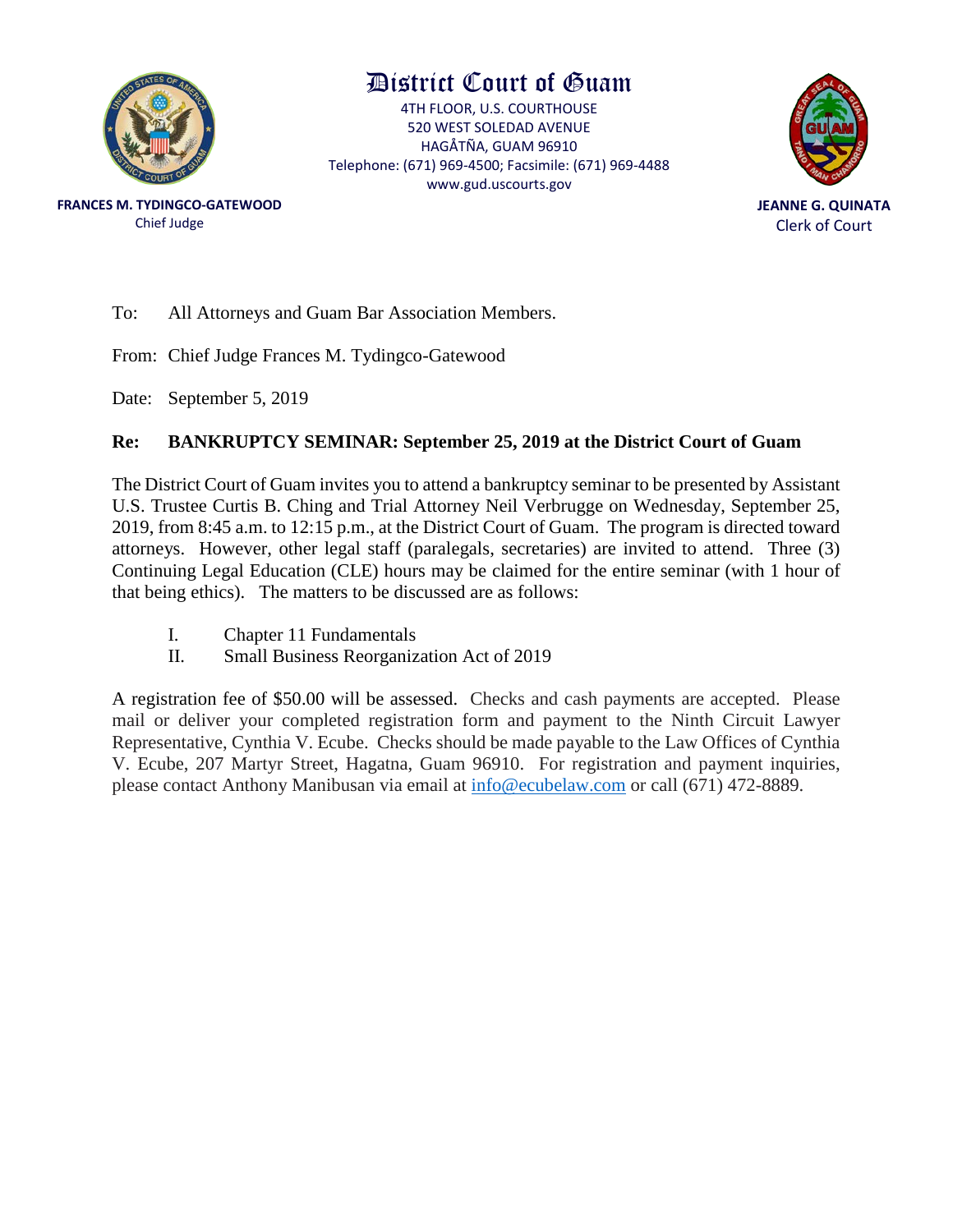# District Court of Guam

4TH FLOOR, U.S. COURTHOUSE
520 WEST SOLEDAD AVENUE
HAGÅTÑA, GUAM 96910
Telephone: (671) 969-4500; Facsimile: (671) 969-4488
www.gud.uscourts.gov

**FRANCES M. TYDINGCO-GATEWOOD**
Chief Judge

**JEANNE G. QUINATA**
Clerk of Court

To: All Attorneys and Guam Bar Association Members.

From: Chief Judge Frances M. Tydingco-Gatewood

Date: September 5, 2019

**Re: BANKRUPTCY SEMINAR: September 25, 2019 at the District Court of Guam**

The District Court of Guam invites you to attend a bankruptcy seminar to be presented by Assistant U.S. Trustee Curtis B. Ching and Trial Attorney Neil Verbrugge on Wednesday, September 25, 2019, from 8:45 a.m. to 12:15 p.m., at the District Court of Guam. The program is directed toward attorneys. However, other legal staff (paralegals, secretaries) are invited to attend. Three (3) Continuing Legal Education (CLE) hours may be claimed for the entire seminar (with 1 hour of that being ethics). The matters to be discussed are as follows:

I. Chapter 11 Fundamentals
II. Small Business Reorganization Act of 2019

A registration fee of $50.00 will be assessed. Checks and cash payments are accepted. Please mail or deliver your completed registration form and payment to the Ninth Circuit Lawyer Representative, Cynthia V. Ecube. Checks should be made payable to the Law Offices of Cynthia V. Ecube, 207 Martyr Street, Hagatna, Guam 96910. For registration and payment inquiries, please contact Anthony Manibusan via email at info@ecubelaw.com or call (671) 472-8889.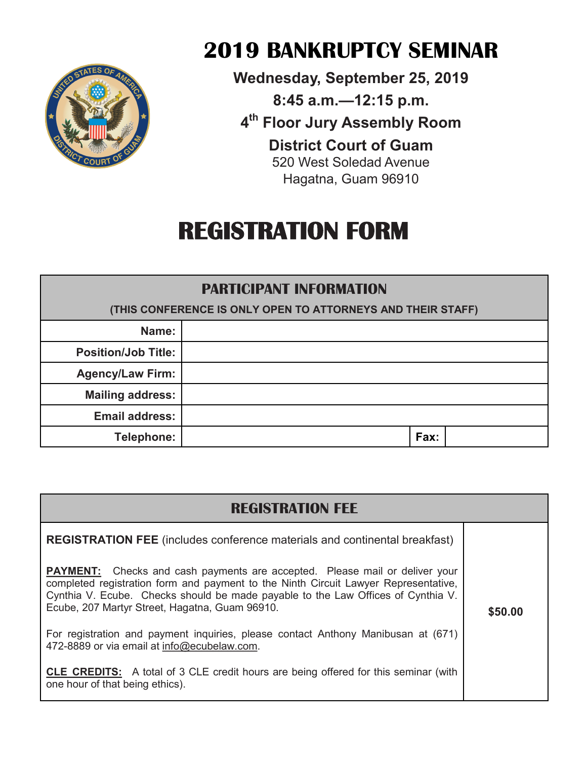# 2019 BANKRUPTCY SEMINAR

**Wednesday, September 25, 2019**

**8:45 a.m.—12:15 p.m.**

**4th Floor Jury Assembly Room**

**District Court of Guam**

520 West Soledad Avenue
Hagatna, Guam 96910

# REGISTRATION FORM

| PARTICIPANT INFORMATION (THIS CONFERENCE IS ONLY OPEN TO ATTORNEYS AND THEIR STAFF) | | | |
|---|---|---|---|
| **Name:** | | | |
| **Position/Job Title:** | | | |
| **Agency/Law Firm:** | | | |
| **Mailing address:** | | | |
| **Email address:** | | | |
| **Telephone:** | | **Fax:** | |

| REGISTRATION FEE | |
|---|---|
| **REGISTRATION FEE** (includes conference materials and continental breakfast)<br><br>**PAYMENT:** Checks and cash payments are accepted. Please mail or deliver your completed registration form and payment to the Ninth Circuit Lawyer Representative, Cynthia V. Ecube. Checks should be made payable to the Law Offices of Cynthia V. Ecube, 207 Martyr Street, Hagatna, Guam 96910.<br><br>For registration and payment inquiries, please contact Anthony Manibusan at (671) 472-8889 or via email at info@ecubelaw.com.<br><br>**CLE CREDITS:** A total of 3 CLE credit hours are being offered for this seminar (with one hour of that being ethics). | **$50.00** |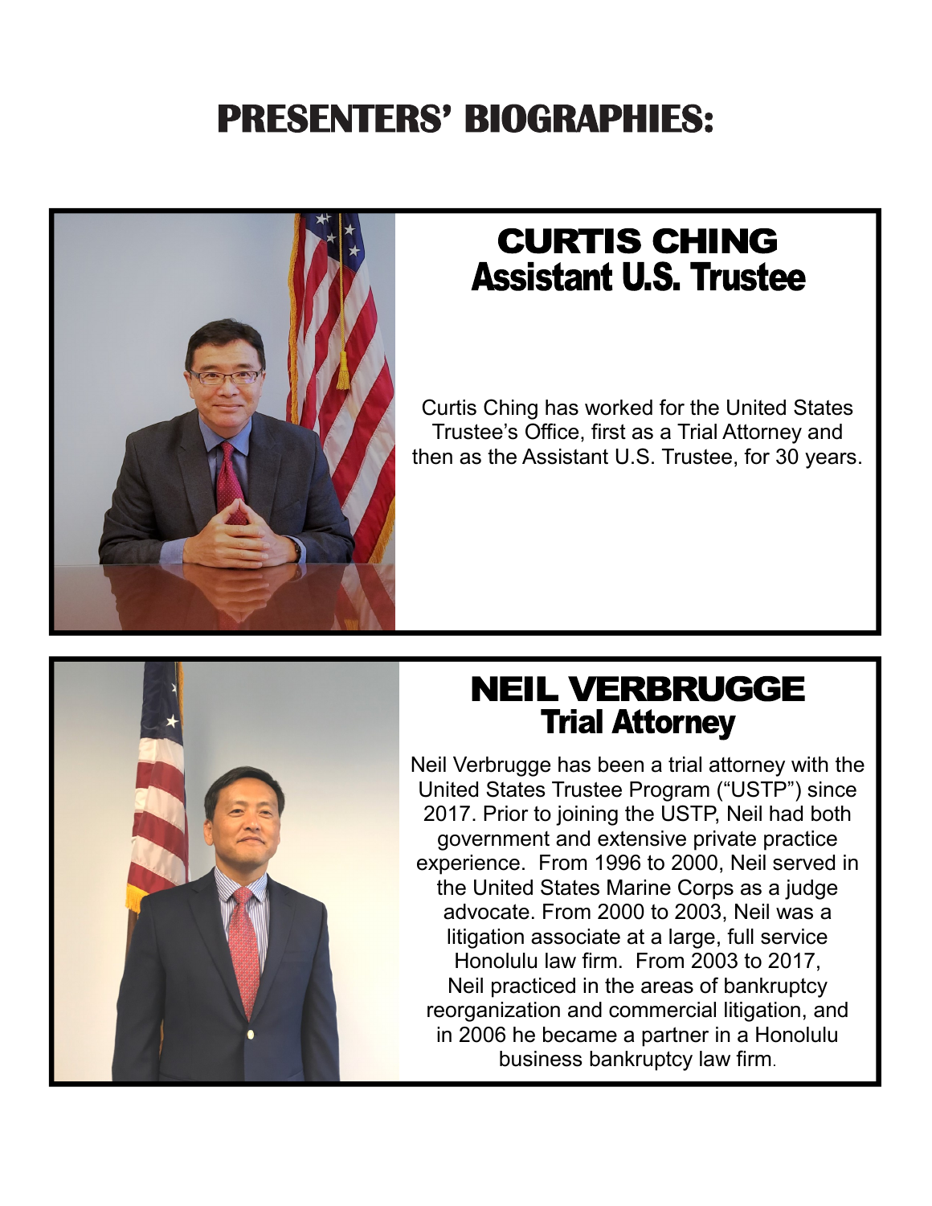# PRESENTERS' BIOGRAPHIES:

## CURTIS CHING
### Assistant U.S. Trustee

Curtis Ching has worked for the United States Trustee's Office, first as a Trial Attorney and then as the Assistant U.S. Trustee, for 30 years.

## NEIL VERBRUGGE
### Trial Attorney

Neil Verbrugge has been a trial attorney with the United States Trustee Program ("USTP") since 2017. Prior to joining the USTP, Neil had both government and extensive private practice experience. From 1996 to 2000, Neil served in the United States Marine Corps as a judge advocate. From 2000 to 2003, Neil was a litigation associate at a large, full service Honolulu law firm. From 2003 to 2017, Neil practiced in the areas of bankruptcy reorganization and commercial litigation, and in 2006 he became a partner in a Honolulu business bankruptcy law firm.